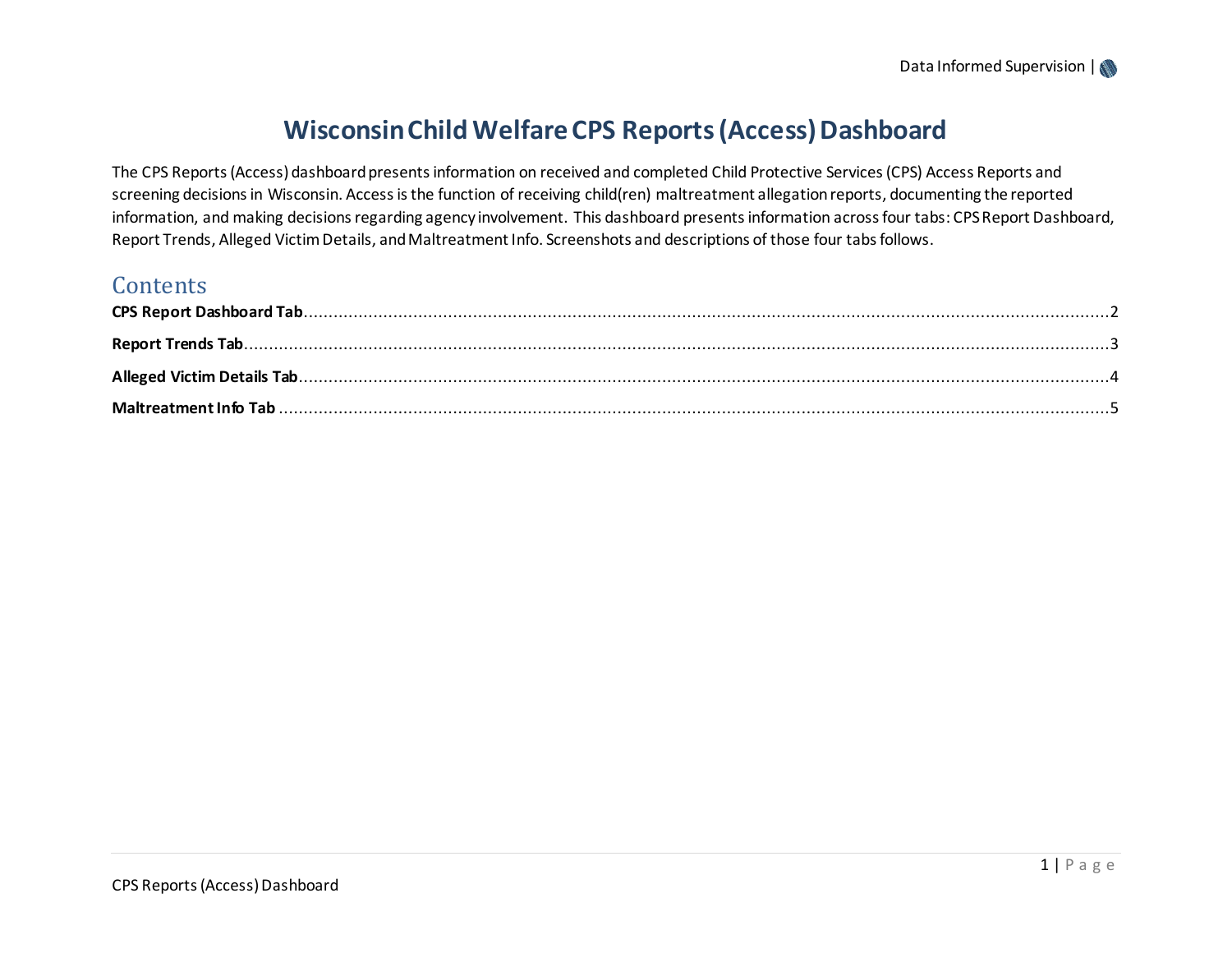# Wisconsin Child Welfare CPS Reports (Access) Dashboard

The CPS Reports (Access) dashboard presents information on received and completed Child Protective Services (CPS) Access Reports and screening decisions in Wisconsin. Access is the function of receiving child(ren) maltreatment allegation reports, documenting the reported information, and making decisions regarding agency involvement. This dashboard presents information across four tabs: CPS Report Dashboard, Report Trends, Alleged Victim Details, and Maltreatment Info. Screenshots and descriptions of those four tabs follows.

## Contents

**CPS Report Dashboard Tab**......2

**Report Trends Tab**......3

**Alleged Victim Details Tab**......4

**Maltreatment Info Tab**......5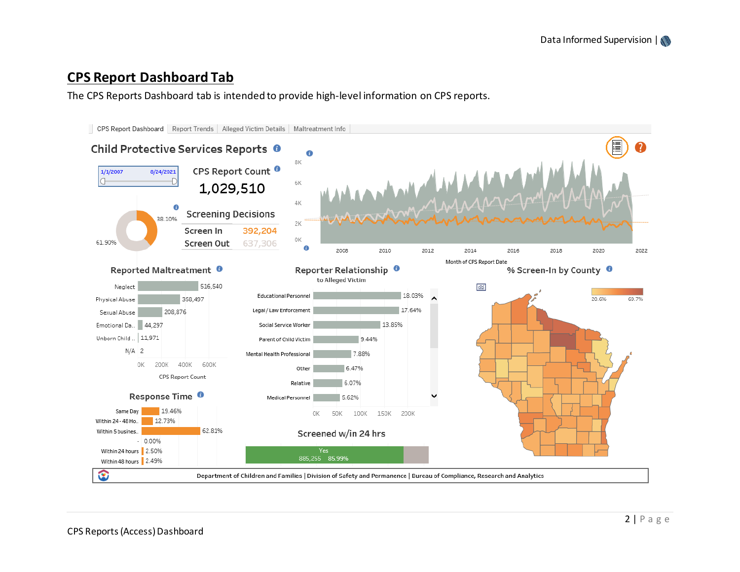## CPS Report Dashboard Tab

The CPS Reports Dashboard tab is intended to provide high-level information on CPS reports.

CPS Report Dashboard | Report Trends | Alleged Victim Details | Maltreatment Info

### Child Protective Services Reports

1/1/2007 – 8/24/2021

**CPS Report Count**

**1,029,510**

**Screening Decisions**

| | |
|---|---|
| Screen In | 392,204 |
| Screen Out | 637,306 |

38.10%
61.90%

8K
6K
4K
2K
0K

2008 2010 2012 2014 2016 2018 2020 2022

Month of CPS Report Date

**Reported Maltreatment**

| | |
|---|---|
| Neglect | 516,540 |
| Physical Abuse | 358,497 |
| Sexual Abuse | 208,876 |
| Emotional Da.. | 44,297 |
| Unborn Child .. | 11,971 |
| N/A | 2 |

0K 200K 400K 600K

CPS Report Count

**Reporter Relationship**
to Alleged Victim

| | |
|---|---|
| Educational Personnel | 18.03% |
| Legal / Law Enforcement | 17.64% |
| Social Service Worker | 13.85% |
| Parent of Child Victim | 9.44% |
| Mental Health Professional | 7.88% |
| Other | 6.47% |
| Relative | 6.07% |
| Medical Personnel | 5.62% |

0K 50K 100K 150K 200K

**% Screen-In by County**

20.6% 69.7%

**Response Time**

| | |
|---|---|
| Same Day | 19.46% |
| Within 24 - 48 Ho.. | 12.73% |
| Within 5 busines.. | 62.81% |
| - | 0.00% |
| Within 24 hours | 2.50% |
| Within 48 hours | 2.49% |

**Screened w/in 24 hrs**

Yes
885,255 85.99%

Department of Children and Families | Division of Safety and Permanence | Bureau of Compliance, Research and Analytics

CPS Reports (Access) Dashboard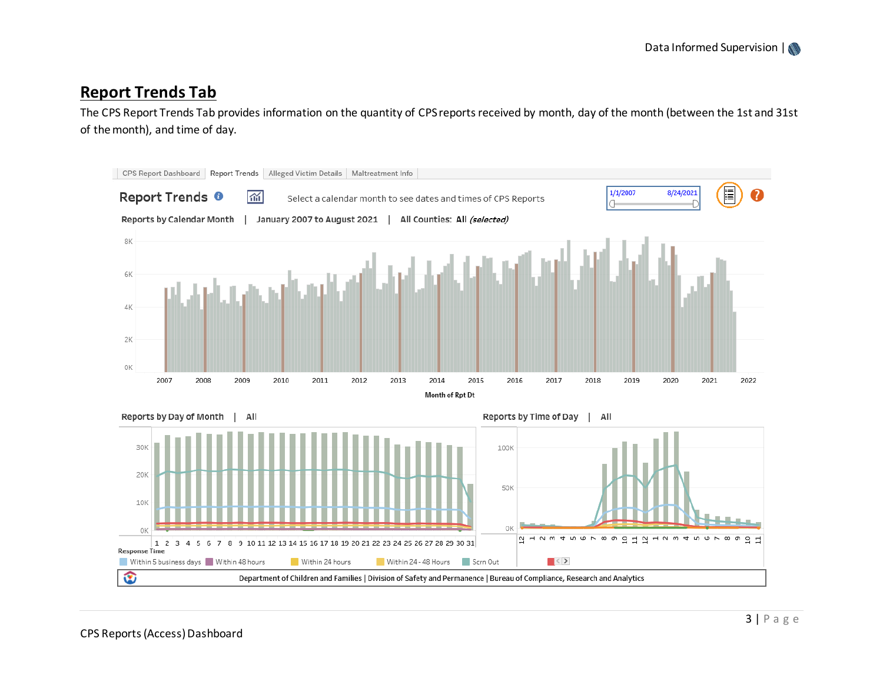## Report Trends Tab

The CPS Report Trends Tab provides information on the quantity of CPS reports received by month, day of the month (between the 1st and 31st of the month), and time of day.

CPS Report Dashboard | Report Trends | Alleged Victim Details | Maltreatment Info

**Report Trends**

Select a calendar month to see dates and times of CPS Reports

1/1/2007 8/24/2021

Reports by Calendar Month | January 2007 to August 2021 | All Counties: All *(selected)*

8K
6K
4K
2K
0K

2007 2008 2009 2010 2011 2012 2013 2014 2015 2016 2017 2018 2019 2020 2021 2022

Month of Rpt Dt

Reports by Day of Month | All

30K
20K
10K
0K

1 2 3 4 5 6 7 8 9 10 11 12 13 14 15 16 17 18 19 20 21 22 23 24 25 26 27 28 29 30 31

Reports by Time of Day | All

100K
50K
0K

12 1 2 3 4 5 6 7 8 9 10 11 12 1 2 3 4 5 6 7 8 9 10 11

Response Time

Within 5 business days | Within 48 hours | Within 24 hours | Within 24 - 48 Hours | Scrn Out

Department of Children and Families | Division of Safety and Permanence | Bureau of Compliance, Research and Analytics

CPS Reports (Access) Dashboard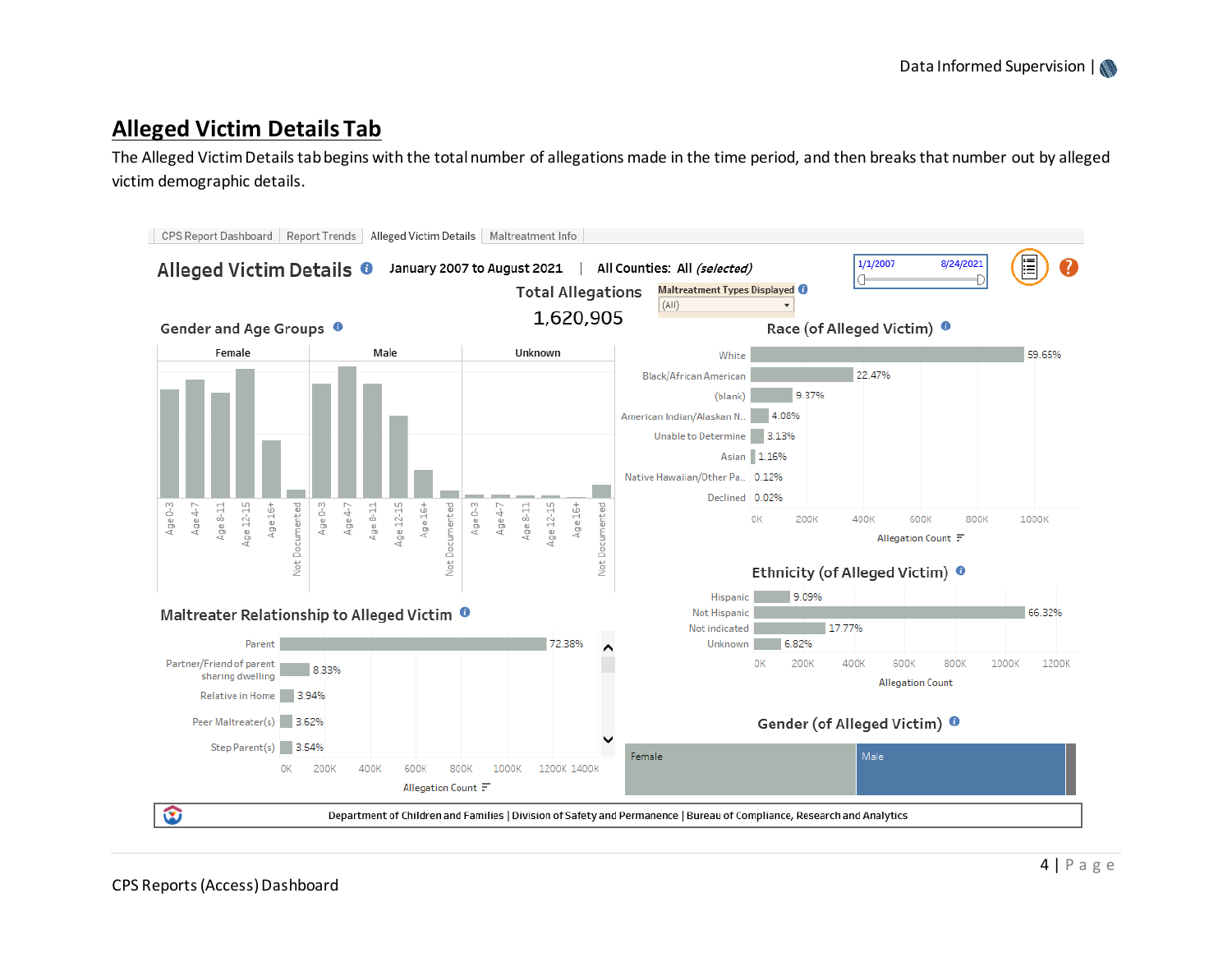## Alleged Victim Details Tab

The Alleged Victim Details tab begins with the total number of allegations made in the time period, and then breaks that number out by alleged victim demographic details.

CPS Report Dashboard | Report Trends | Alleged Victim Details | Maltreatment Info

### Alleged Victim Details

January 2007 to August 2021 | All Counties: All *(selected)*

1/1/2007 – 8/24/2021

Total Allegations

1,620,905

Maltreatment Types Displayed: (All)

**Gender and Age Groups**

Female | Male | Unknown

Age 0-3, Age 4-7, Age 8-11, Age 12-15, Age 16+, Not Documented

**Race (of Alleged Victim)**

| Race | Percent |
|---|---|
| White | 59.65% |
| Black/African American | 22.47% |
| (blank) | 9.37% |
| American Indian/Alaskan N.. | 4.08% |
| Unable to Determine | 3.13% |
| Asian | 1.16% |
| Native Hawaiian/Other Pa.. | 0.12% |
| Declined | 0.02% |

Allegation Count

**Ethnicity (of Alleged Victim)**

| Ethnicity | Percent |
|---|---|
| Hispanic | 9.09% |
| Not Hispanic | 66.32% |
| Not indicated | 17.77% |
| Unknown | 6.82% |

Allegation Count

**Maltreater Relationship to Alleged Victim**

| Relationship | Percent |
|---|---|
| Parent | 72.38% |
| Partner/Friend of parent sharing dwelling | 8.33% |
| Relative in Home | 3.94% |
| Peer Maltreater(s) | 3.62% |
| Step Parent(s) | 3.54% |

Allegation Count

**Gender (of Alleged Victim)**

Female | Male

Department of Children and Families | Division of Safety and Permanence | Bureau of Compliance, Research and Analytics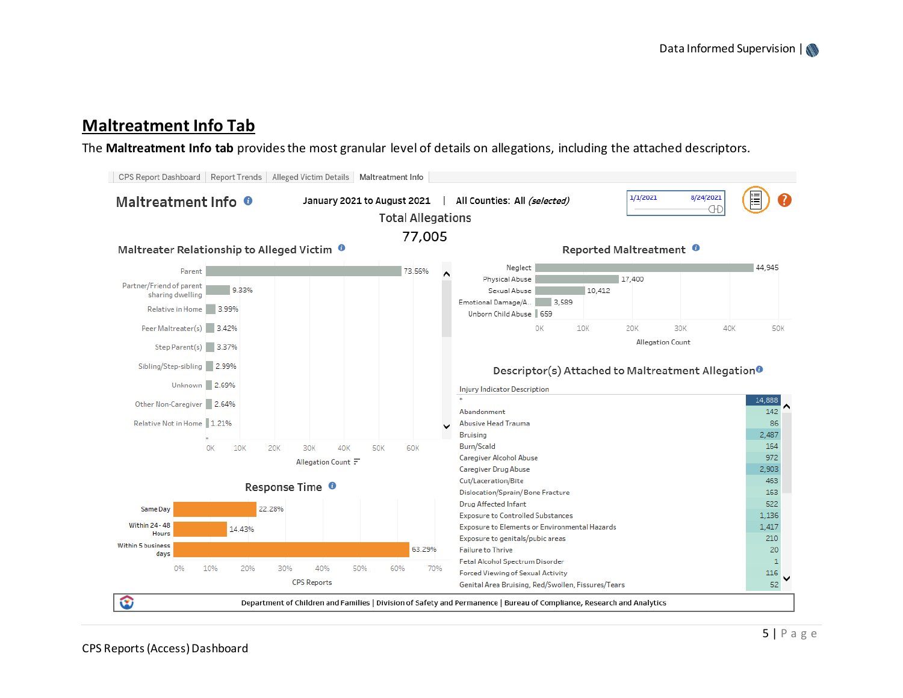## Maltreatment Info Tab

The **Maltreatment Info tab** provides the most granular level of details on allegations, including the attached descriptors.

CPS Report Dashboard | Report Trends | Alleged Victim Details | Maltreatment Info

Maltreatment Info

January 2021 to August 2021 | All Counties: All *(selected)*

1/1/2021 8/24/2021

Total Allegations

77,005

Maltreater Relationship to Alleged Victim

Parent 73.56%
Partner/Friend of parent sharing dwelling 9.33%
Relative in Home 3.99%
Peer Maltreater(s) 3.42%
Step Parent(s) 3.37%
Sibling/Step-sibling 2.99%
Unknown 2.69%
Other Non-Caregiver 2.64%
Relative Not in Home 1.21%

0K 10K 20K 30K 40K 50K 60K

Allegation Count

Reported Maltreatment

Neglect 44,945
Physical Abuse 17,400
Sexual Abuse 10,412
Emotional Damage/A... 3,589
Unborn Child Abuse 659

0K 10K 20K 30K 40K 50K

Allegation Count

Response Time

Same Day 22.28%
Within 24-48 Hours 14.43%
Within 5 business days 63.29%

0% 10% 20% 30% 40% 50% 60% 70%

CPS Reports

Descriptor(s) Attached to Maltreatment Allegation

| Injury Indicator Description | |
|---|---|
| * | 14,888 |
| Abandonment | 142 |
| Abusive Head Trauma | 86 |
| Bruising | 2,487 |
| Burn/Scald | 164 |
| Caregiver Alcohol Abuse | 972 |
| Caregiver Drug Abuse | 2,903 |
| Cut/Laceration/Bite | 463 |
| Dislocation/Sprain/Bone Fracture | 163 |
| Drug Affected Infant | 522 |
| Exposure to Controlled Substances | 1,136 |
| Exposure to Elements or Environmental Hazards | 1,417 |
| Exposure to genitals/pubic areas | 210 |
| Failure to Thrive | 20 |
| Fetal Alcohol Spectrum Disorder | 1 |
| Forced Viewing of Sexual Activity | 116 |
| Genital Area Bruising, Red/Swollen, Fissures/Tears | 52 |

Department of Children and Families | Division of Safety and Permanence | Bureau of Compliance, Research and Analytics

CPS Reports (Access) Dashboard